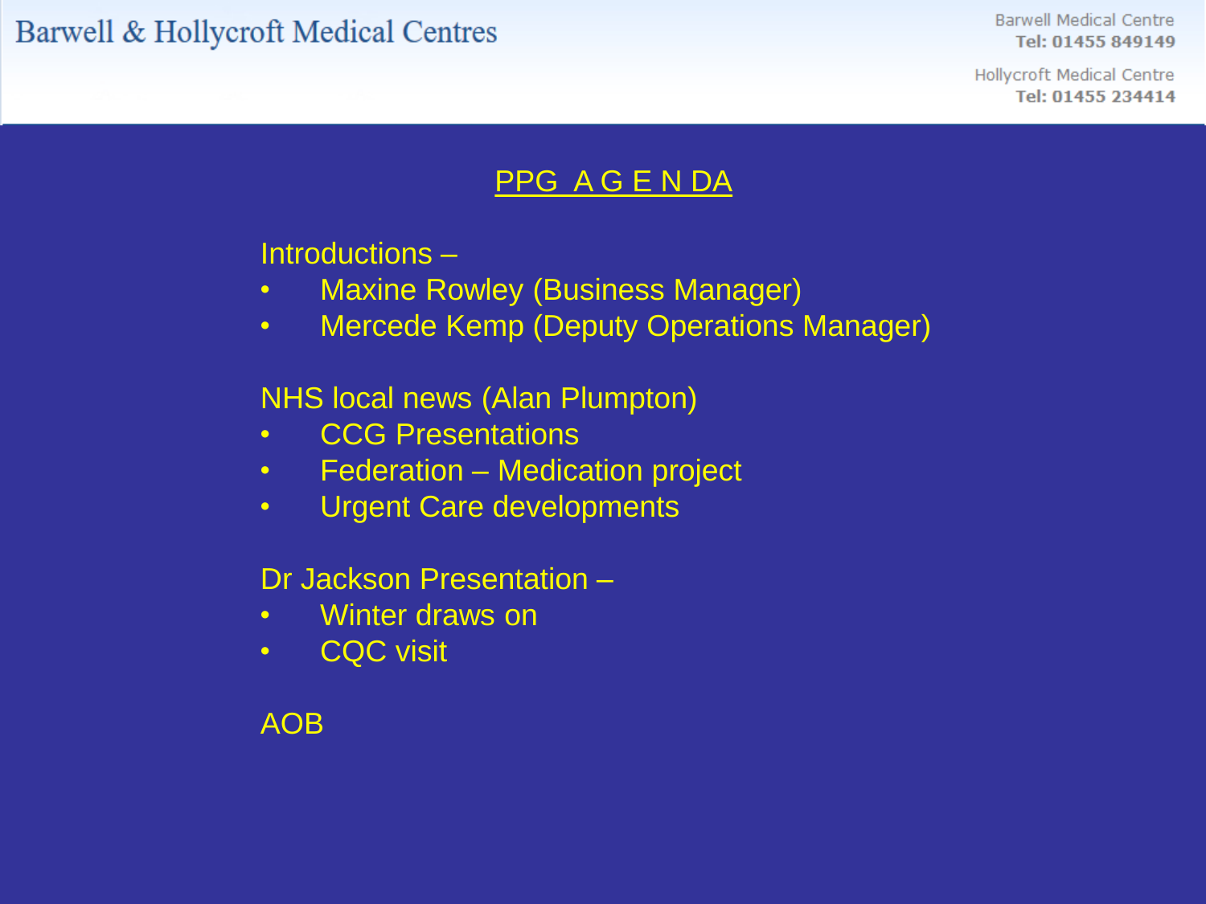Barwell & Hollycroft Medical Centres

Barwell Medical Centre
**Tel: 01455 849149**

Hollycroft Medical Centre
**Tel: 01455 234414**

# PPG A G E N DA

Introductions –

- Maxine Rowley (Business Manager)
- Mercede Kemp (Deputy Operations Manager)

NHS local news (Alan Plumpton)

- CCG Presentations
- Federation – Medication project
- Urgent Care developments

Dr Jackson Presentation –

- Winter draws on
- CQC visit

AOB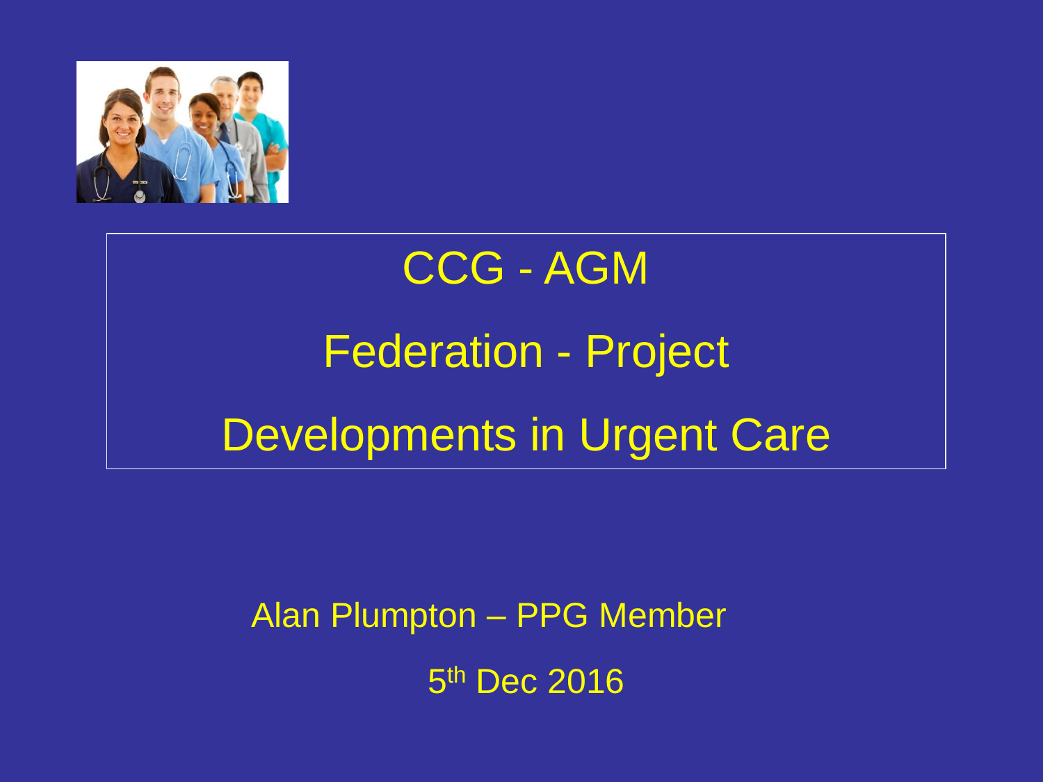# CCG - AGM

# Federation - Project

# Developments in Urgent Care

Alan Plumpton – PPG Member

5th Dec 2016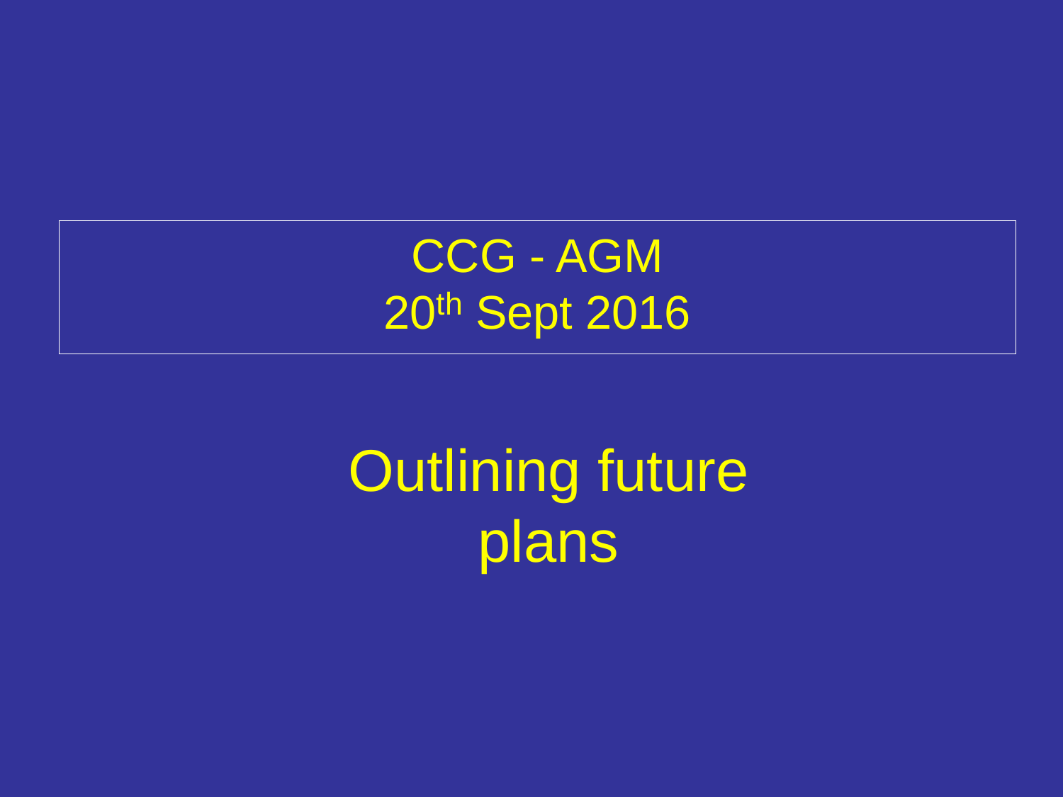# CCG - AGM
# 20th Sept 2016

# Outlining future plans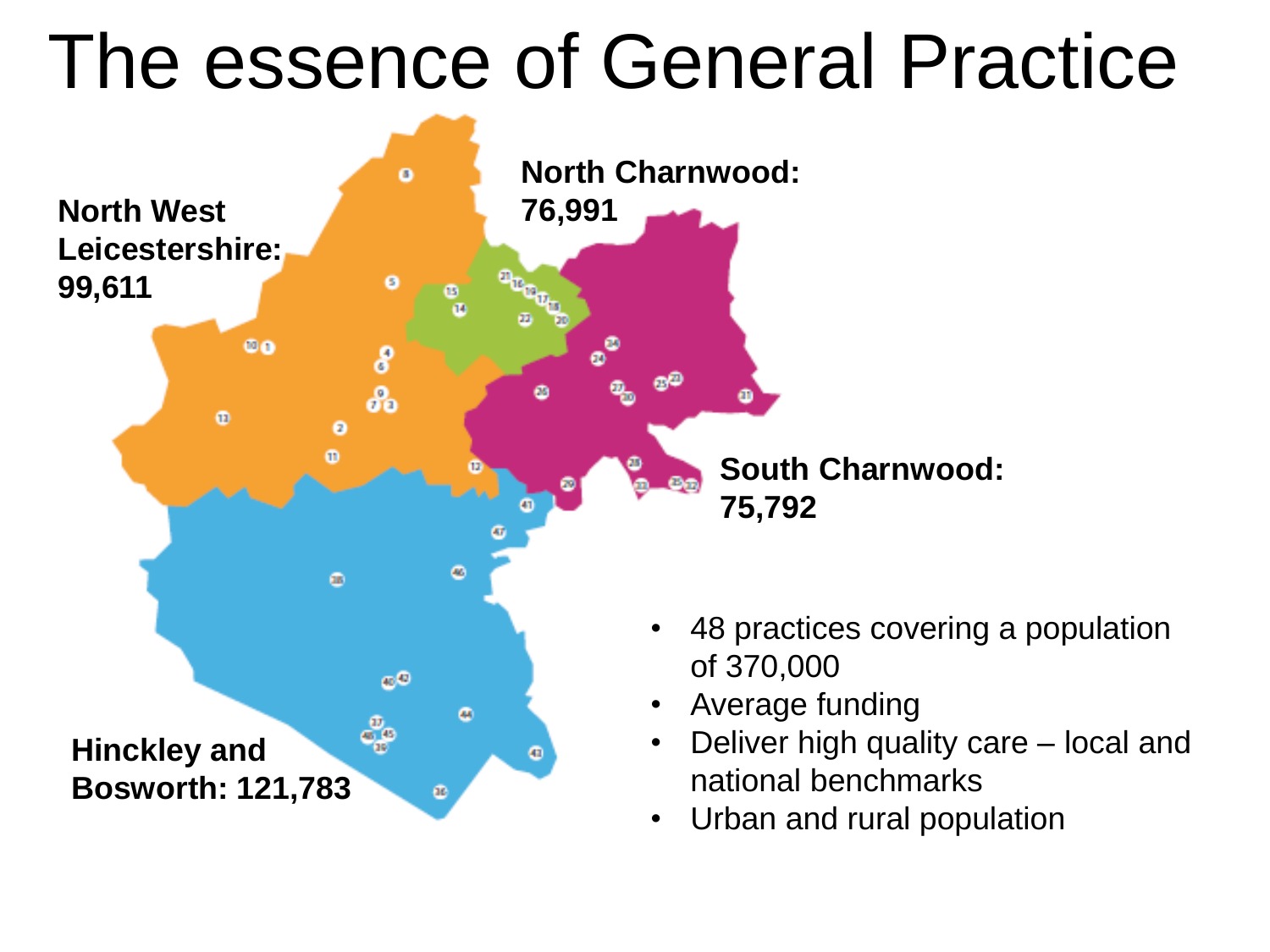# The essence of General Practice

**North West Leicestershire: 99,611**

**North Charnwood: 76,991**

**South Charnwood: 75,792**

**Hinckley and Bosworth: 121,783**

- 48 practices covering a population of 370,000
- Average funding
- Deliver high quality care – local and national benchmarks
- Urban and rural population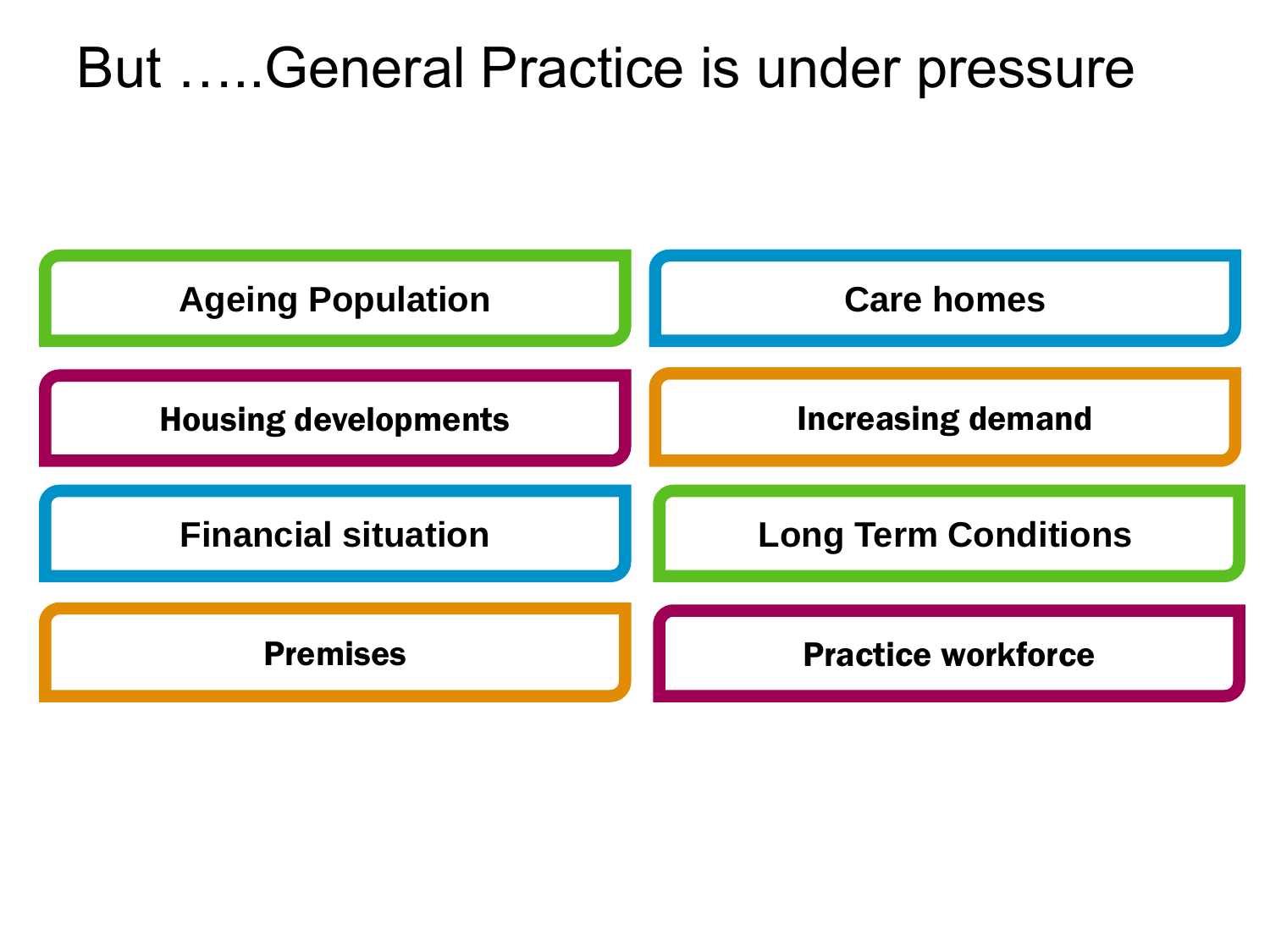# But …..General Practice is under pressure

- Ageing Population
- Care homes
- Housing developments
- Increasing demand
- Financial situation
- Long Term Conditions
- Premises
- Practice workforce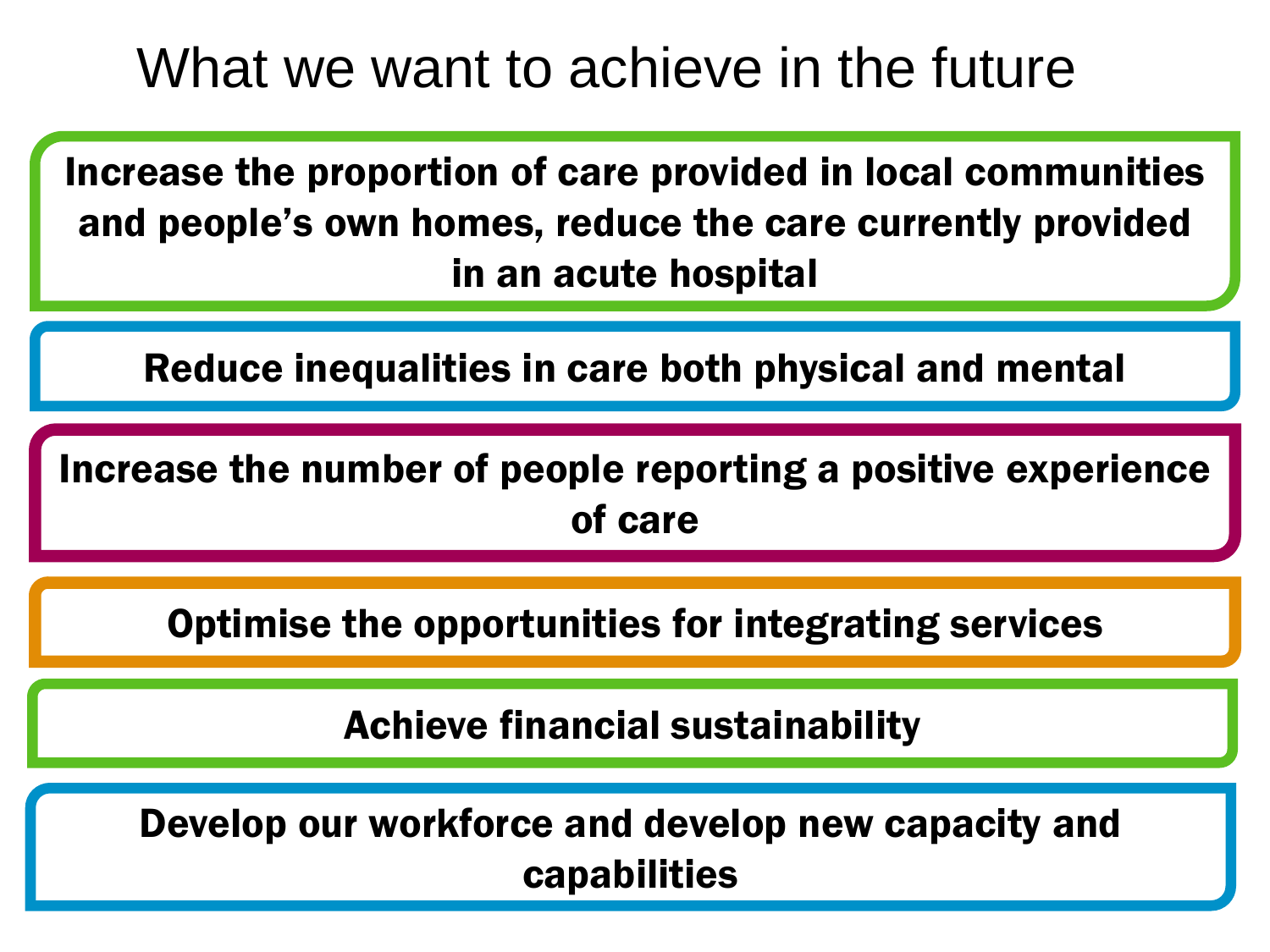# What we want to achieve in the future

**Increase the proportion of care provided in local communities and people's own homes, reduce the care currently provided in an acute hospital**

**Reduce inequalities in care both physical and mental**

**Increase the number of people reporting a positive experience of care**

**Optimise the opportunities for integrating services**

**Achieve financial sustainability**

**Develop our workforce and develop new capacity and capabilities**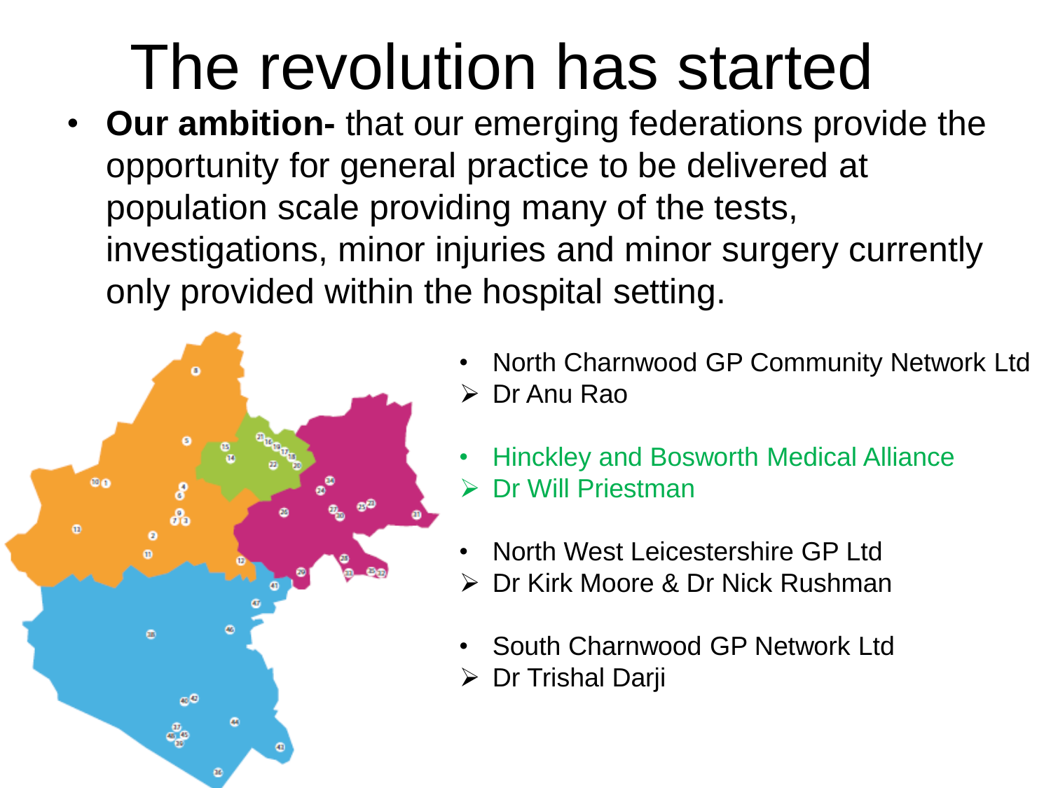# The revolution has started

- **Our ambition-** that our emerging federations provide the opportunity for general practice to be delivered at population scale providing many of the tests, investigations, minor injuries and minor surgery currently only provided within the hospital setting.

- North Charnwood GP Community Network Ltd
  - Dr Anu Rao
- Hinckley and Bosworth Medical Alliance
  - Dr Will Priestman
- North West Leicestershire GP Ltd
  - Dr Kirk Moore & Dr Nick Rushman
- South Charnwood GP Network Ltd
  - Dr Trishal Darji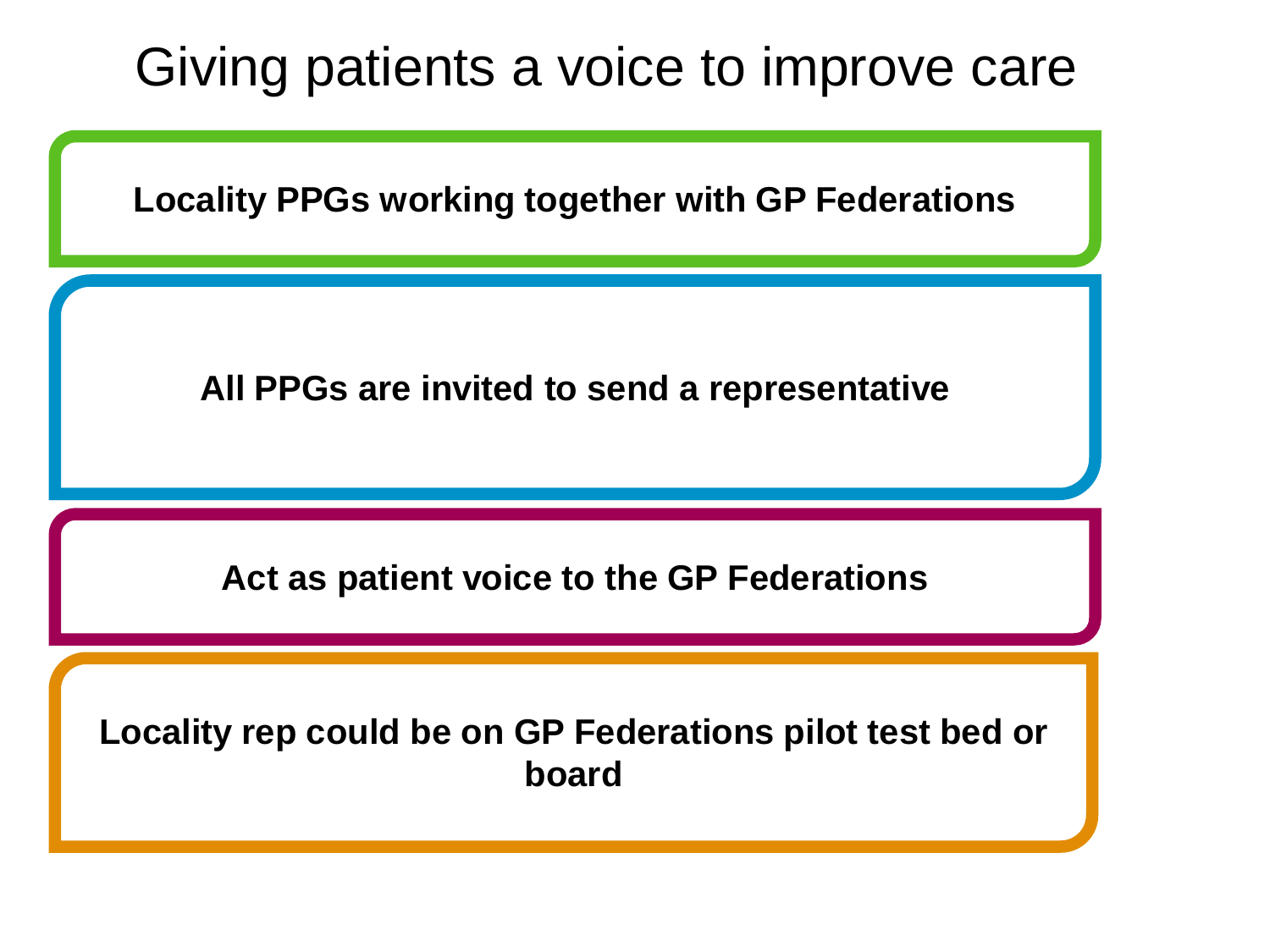# Giving patients a voice to improve care

**Locality PPGs working together with GP Federations**

**All PPGs are invited to send a representative**

**Act as patient voice to the GP Federations**

**Locality rep could be on GP Federations pilot test bed or board**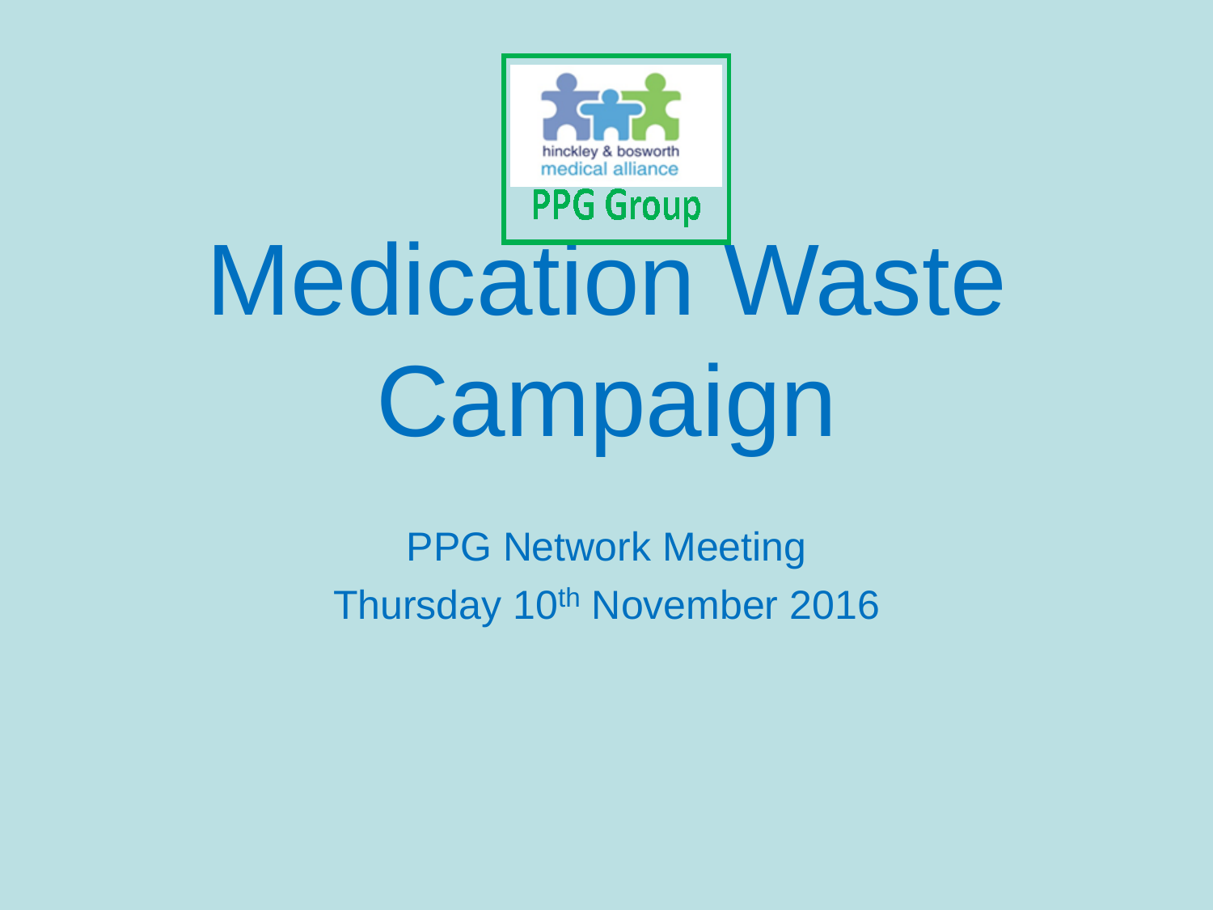hinckley & bosworth medical alliance

PPG Group

# Medication Waste Campaign

PPG Network Meeting

Thursday 10th November 2016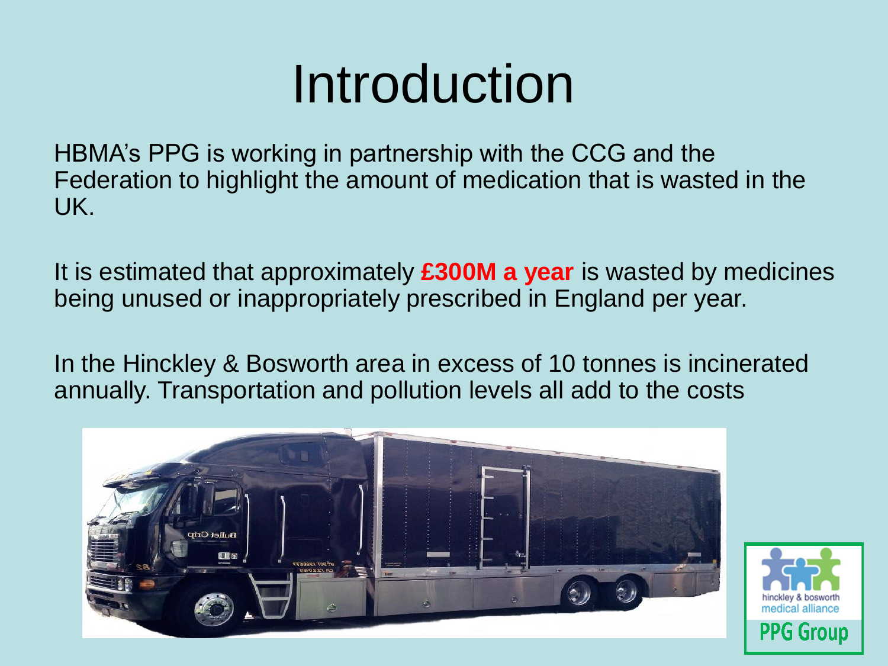# Introduction

HBMA's PPG is working in partnership with the CCG and the Federation to highlight the amount of medication that is wasted in the UK.

It is estimated that approximately **£300M a year** is wasted by medicines being unused or inappropriately prescribed in England per year.

In the Hinckley & Bosworth area in excess of 10 tonnes is incinerated annually. Transportation and pollution levels all add to the costs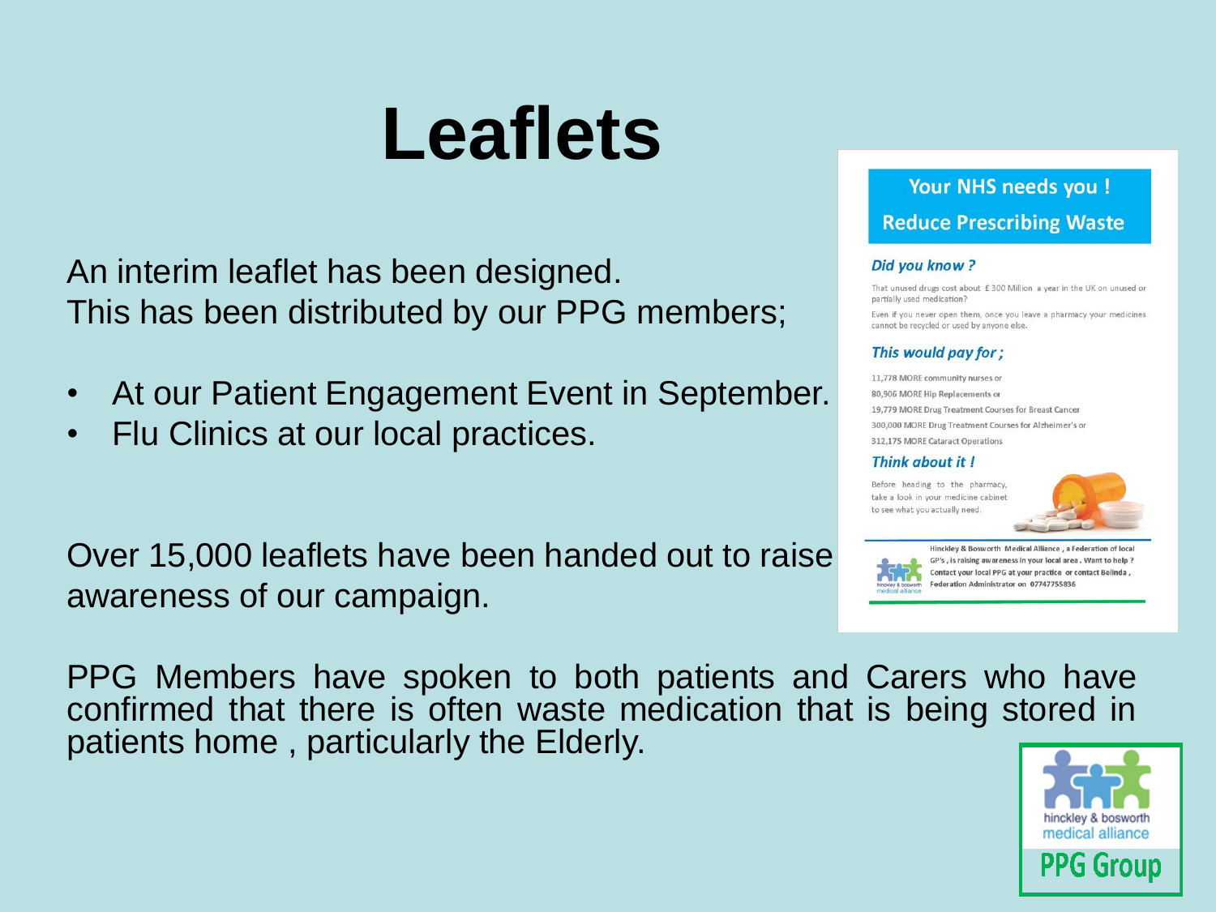# Leaflets

An interim leaflet has been designed.
This has been distributed by our PPG members;

- At our Patient Engagement Event in September.
- Flu Clinics at our local practices.

Over 15,000 leaflets have been handed out to raise awareness of our campaign.

**Your NHS needs you !**
**Reduce Prescribing Waste**

***Did you know ?***

That unused drugs cost about £300 Million a year in the UK on unused or partially used medication?

Even if you never open them, once you leave a pharmacy your medicines cannot be recycled or used by anyone else.

***This would pay for ;***

11,778 MORE community nurses or
80,906 MORE Hip Replacements or
19,779 MORE Drug Treatment Courses for Breast Cancer
300,000 MORE Drug Treatment Courses for Alzheimer's or
312,175 MORE Cataract Operations

***Think about it !***

Before heading to the pharmacy, take a look in your medicine cabinet to see what you actually need.

Hinckley & Bosworth Medical Alliance , a Federation of local GP's , is raising awareness in your local area . Want to help ? Contact your local PPG at your practice or contact Belinda , Federation Administrator on 07747755836

PPG Members have spoken to both patients and Carers who have confirmed that there is often waste medication that is being stored in patients home , particularly the Elderly.

hinckley & bosworth medical alliance
PPG Group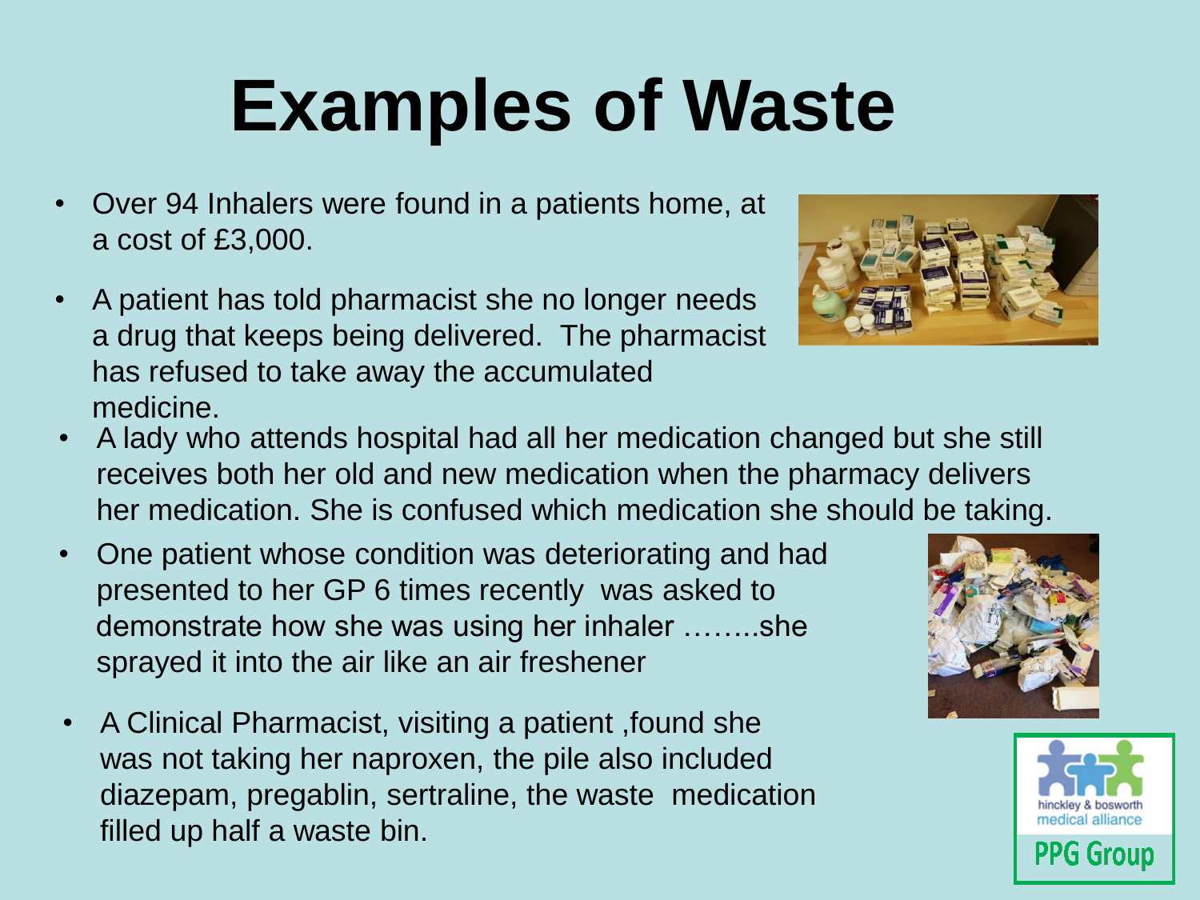# Examples of Waste

- Over 94 Inhalers were found in a patients home, at a cost of £3,000.
- A patient has told pharmacist she no longer needs a drug that keeps being delivered. The pharmacist has refused to take away the accumulated medicine.
- A lady who attends hospital had all her medication changed but she still receives both her old and new medication when the pharmacy delivers her medication. She is confused which medication she should be taking.
- One patient whose condition was deteriorating and had presented to her GP 6 times recently was asked to demonstrate how she was using her inhaler ……..she sprayed it into the air like an air freshener
- A Clinical Pharmacist, visiting a patient ,found she was not taking her naproxen, the pile also included diazepam, pregablin, sertraline, the waste medication filled up half a waste bin.

hinckley & bosworth medical alliance

PPG Group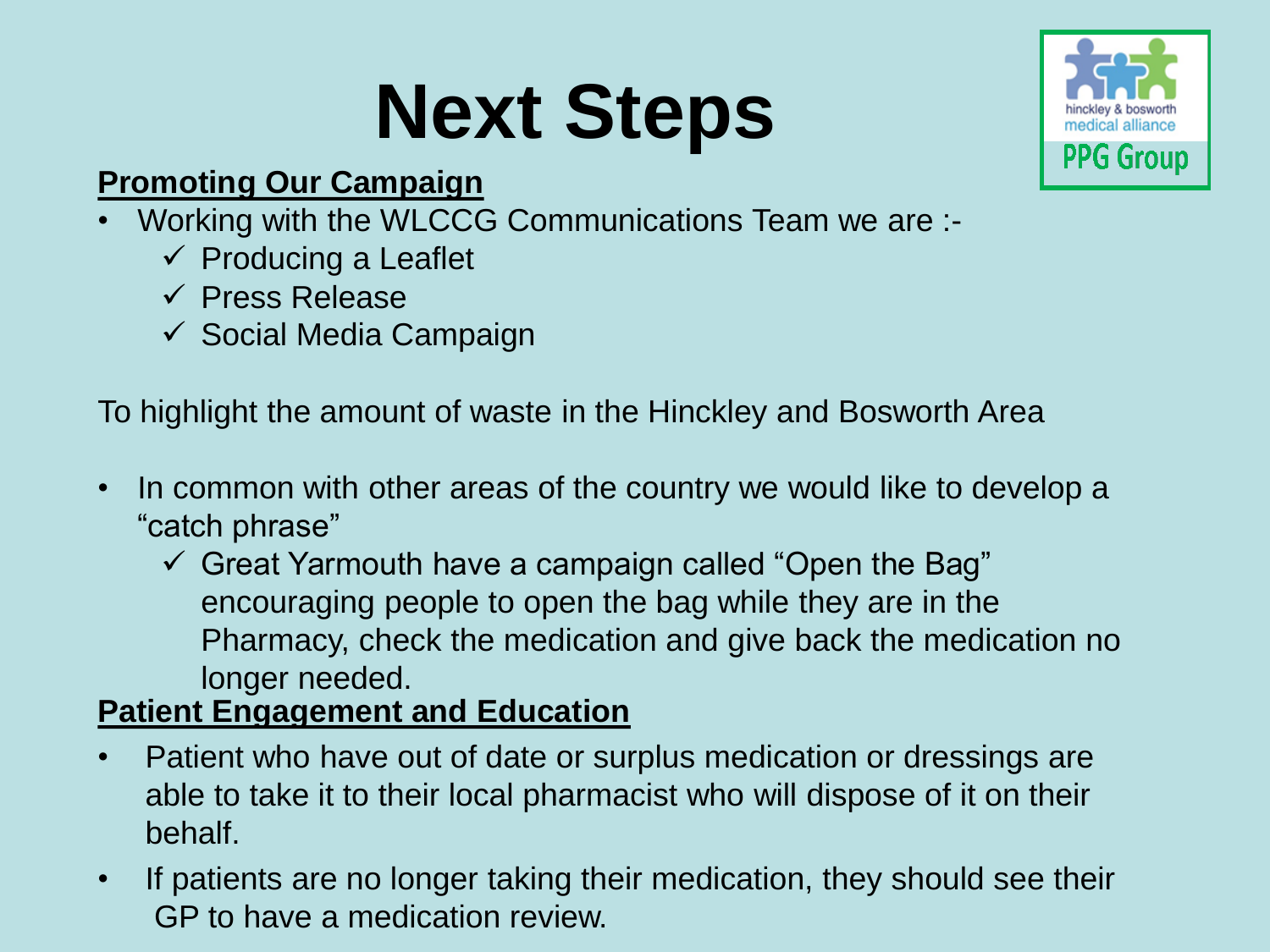# Next Steps

hinckley & bosworth medical alliance PPG Group

**Promoting Our Campaign**

- Working with the WLCCG Communications Team we are :-
  - ✓ Producing a Leaflet
  - ✓ Press Release
  - ✓ Social Media Campaign

To highlight the amount of waste in the Hinckley and Bosworth Area

- In common with other areas of the country we would like to develop a "catch phrase"
  - ✓ Great Yarmouth have a campaign called "Open the Bag" encouraging people to open the bag while they are in the Pharmacy, check the medication and give back the medication no longer needed.

**Patient Engagement and Education**

- Patient who have out of date or surplus medication or dressings are able to take it to their local pharmacist who will dispose of it on their behalf.
- If patients are no longer taking their medication, they should see their GP to have a medication review.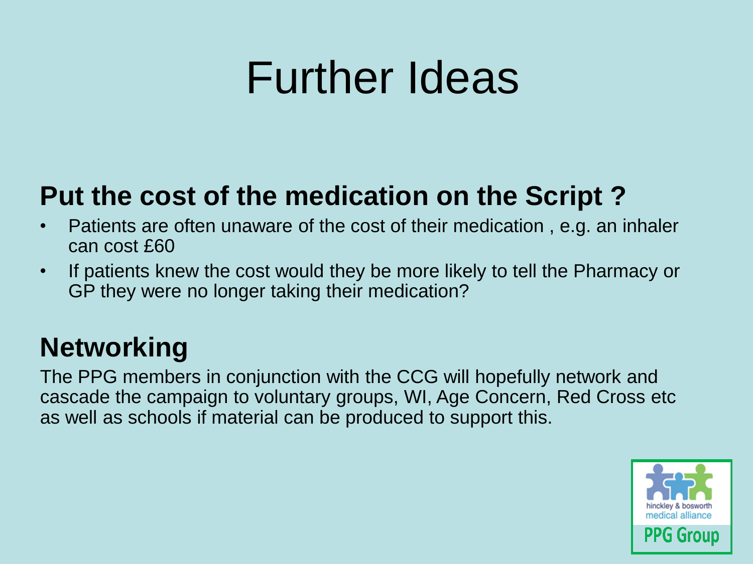# Further Ideas

## Put the cost of the medication on the Script ?

- Patients are often unaware of the cost of their medication , e.g. an inhaler can cost £60
- If patients knew the cost would they be more likely to tell the Pharmacy or GP they were no longer taking their medication?

## Networking

The PPG members in conjunction with the CCG will hopefully network and cascade the campaign to voluntary groups, WI, Age Concern, Red Cross etc as well as schools if material can be produced to support this.

hinckley & bosworth medical alliance

PPG Group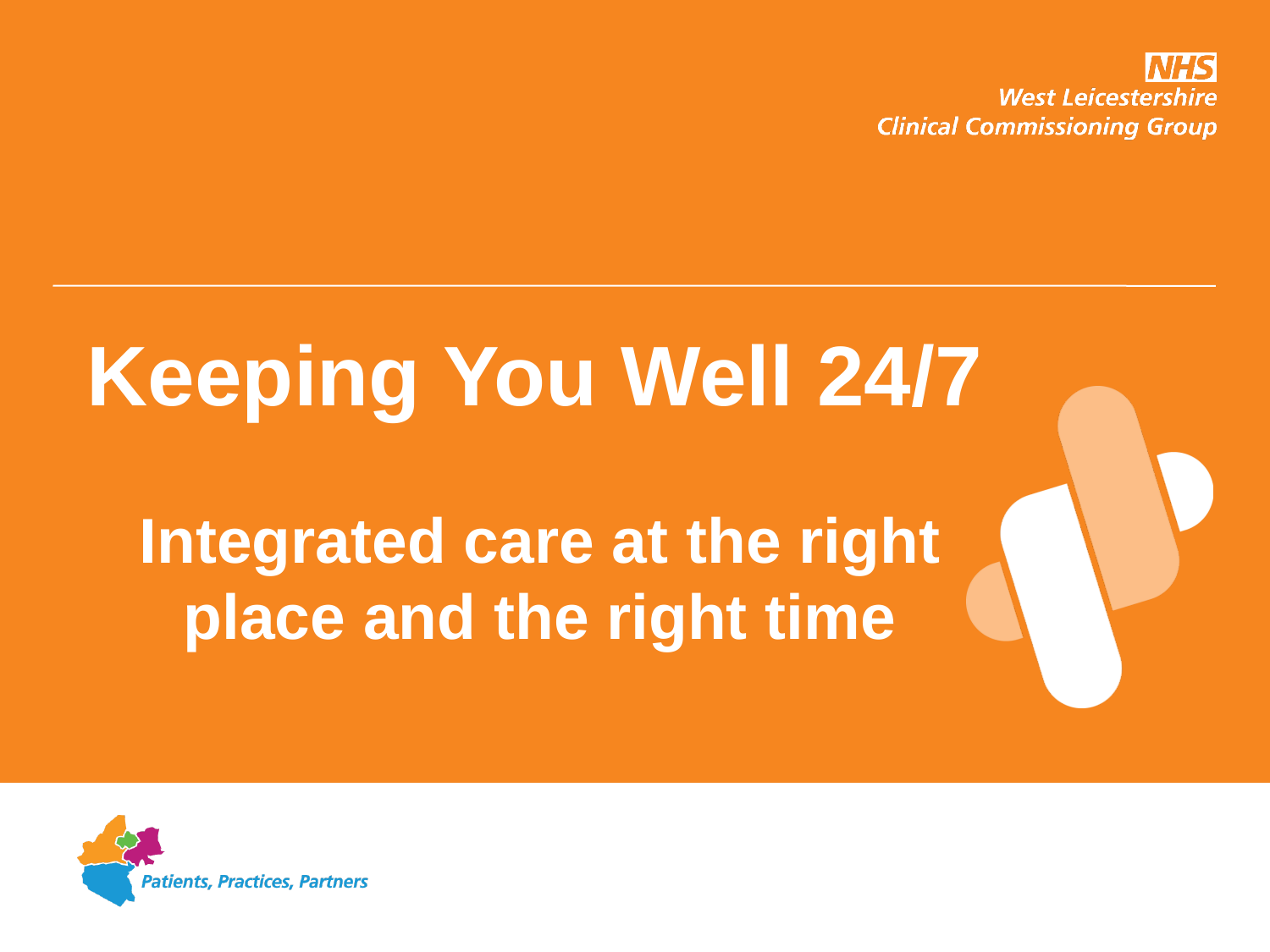**NHS**
*West Leicestershire*
*Clinical Commissioning Group*

# Keeping You Well 24/7

## Integrated care at the right place and the right time

*Patients, Practices, Partners*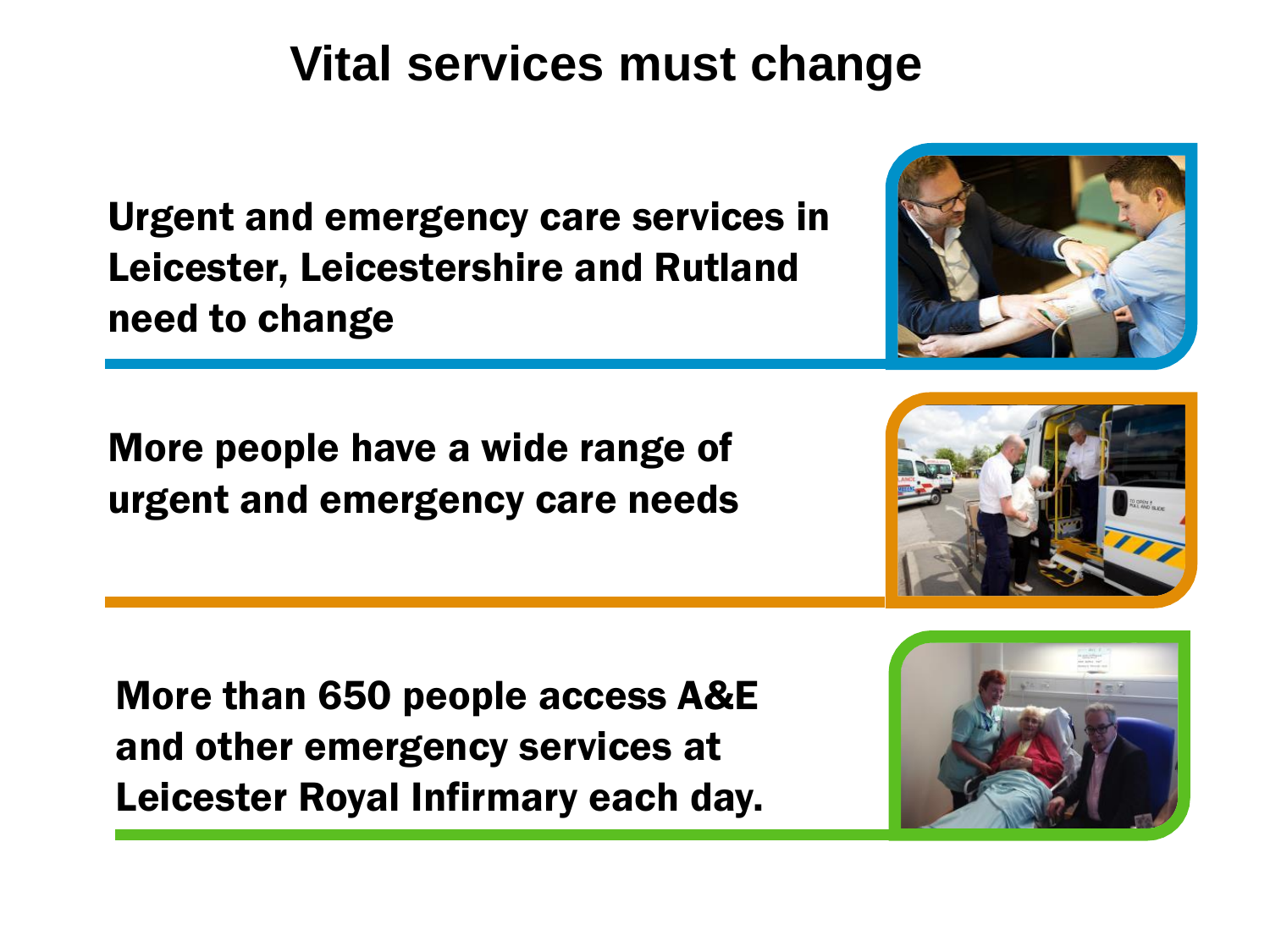# Vital services must change

Urgent and emergency care services in Leicester, Leicestershire and Rutland need to change

More people have a wide range of urgent and emergency care needs

More than 650 people access A&E and other emergency services at Leicester Royal Infirmary each day.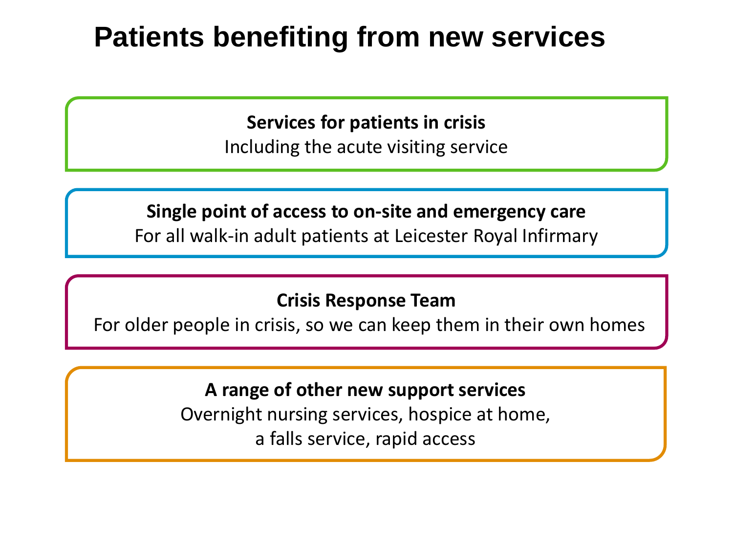# Patients benefiting from new services

**Services for patients in crisis**
Including the acute visiting service

**Single point of access to on-site and emergency care**
For all walk-in adult patients at Leicester Royal Infirmary

**Crisis Response Team**
For older people in crisis, so we can keep them in their own homes

**A range of other new support services**
Overnight nursing services, hospice at home, a falls service, rapid access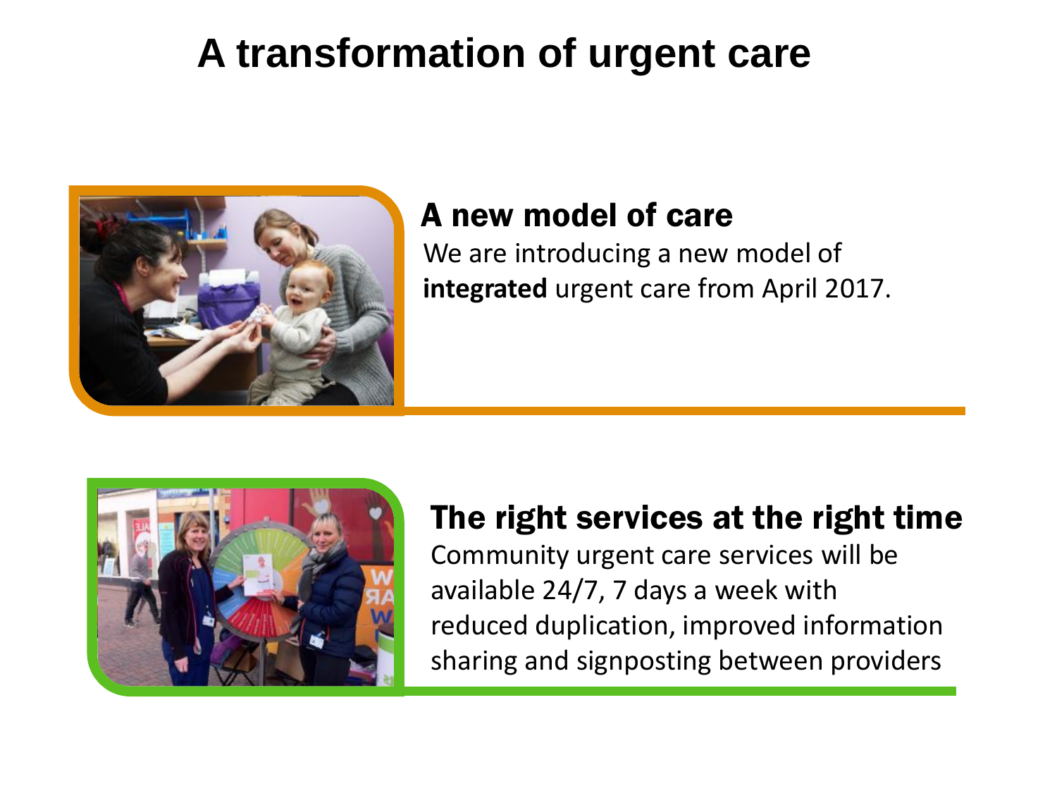# A transformation of urgent care

## A new model of care

We are introducing a new model of **integrated** urgent care from April 2017.

## The right services at the right time

Community urgent care services will be available 24/7, 7 days a week with reduced duplication, improved information sharing and signposting between providers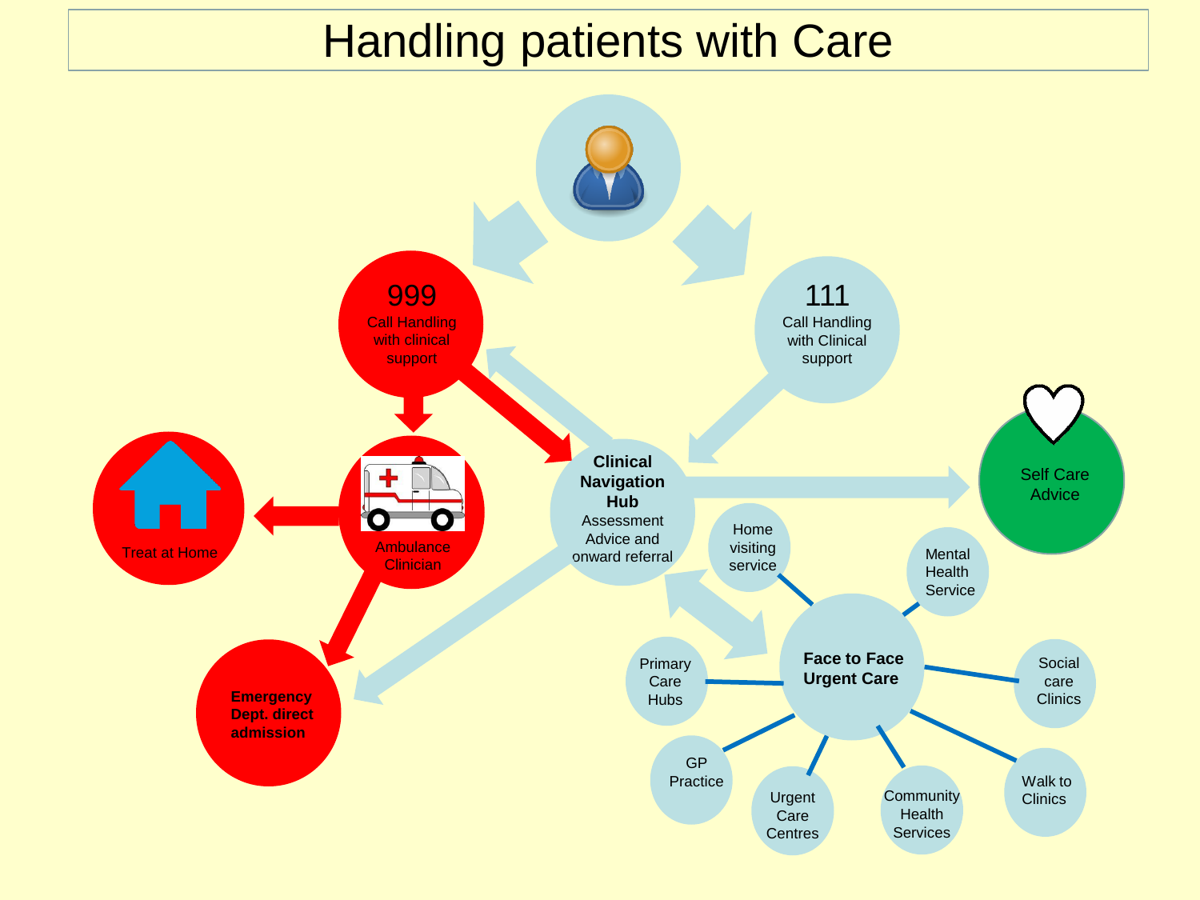# Handling patients with Care

**999**
Call Handling with clinical support

**111**
Call Handling with Clinical support

**Clinical Navigation Hub**
Assessment Advice and onward referral

Self Care Advice

Treat at Home

Ambulance Clinician

**Emergency Dept. direct admission**

**Face to Face Urgent Care**

- Home visiting service
- Mental Health Service
- Social care Clinics
- Walk to Clinics
- Community Health Services
- Urgent Care Centres
- GP Practice
- Primary Care Hubs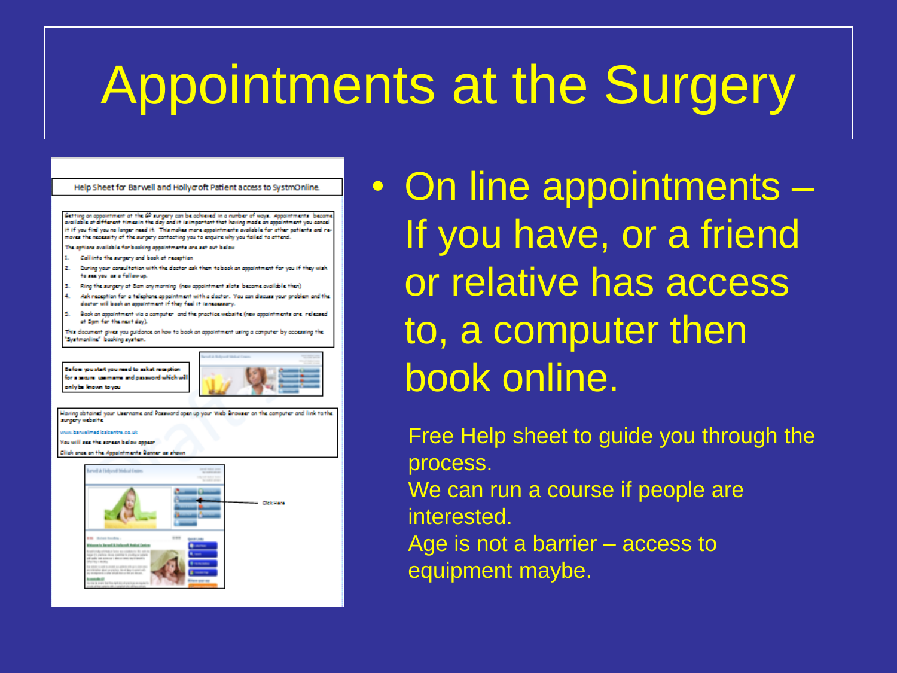# Appointments at the Surgery

Help Sheet for Barwell and Hollycroft Patient access to SystmOnline.

Getting an appointment at the GP surgery can be achieved in a number of ways. Appointments become available at different times in the day and it is important that having made an appointment you cancel it if you find you no longer need it. This makes more appointments available for other patients and removes the necessity of the surgery contacting you to enquire why you failed to attend.

The options available for booking appointments are set out below

1. Call into the surgery and book at reception
2. During your consultation with the doctor ask them to book an appointment for you if they wish to see you as a follow-up.
3. Ring the surgery at 8am any morning (new appointment slots become available then)
4. Ask reception for a telephone appointment with a doctor. You can discuss your problem and the doctor will book an appointment if they feel it is necessary.
5. Book an appointment via a computer and the practice website (new appointments are released at 5pm for the next day).

This document gives you guidance on how to book an appointment using a computer by accessing the "Systmonline" booking system.

Before you start you need to ask at reception for a secure username and password which will only be known to you

Having obtained your Username and Password open up your Web Browser on the computer and link to the surgery website

www.barwellmedicalcentre.co.uk

You will see the screen below appear

Click once on the Appointments Banner as shown

Click Here

- On line appointments – If you have, or a friend or relative has access to, a computer then book online.

Free Help sheet to guide you through the process.

We can run a course if people are interested.

Age is not a barrier – access to equipment maybe.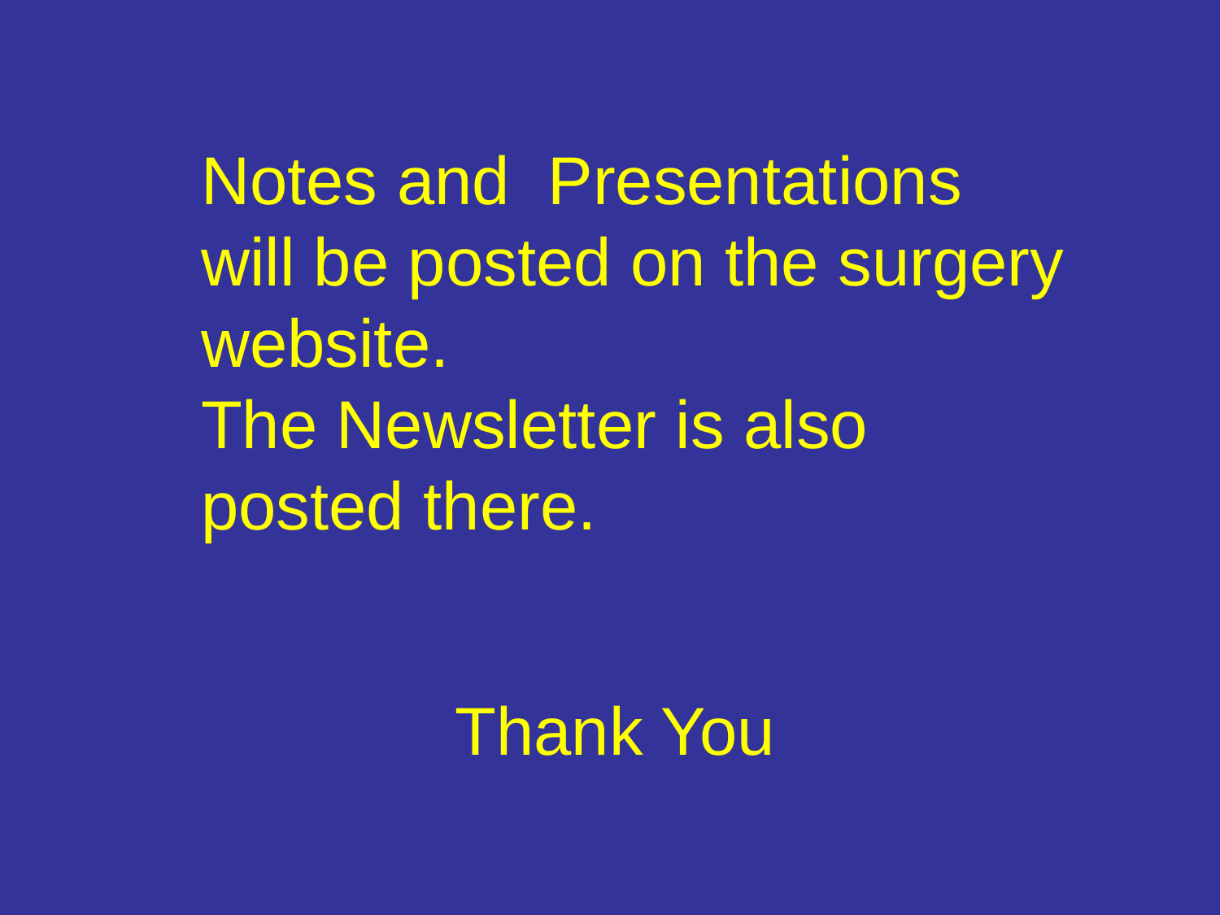Notes and Presentations will be posted on the surgery website.

The Newsletter is also posted there.

Thank You